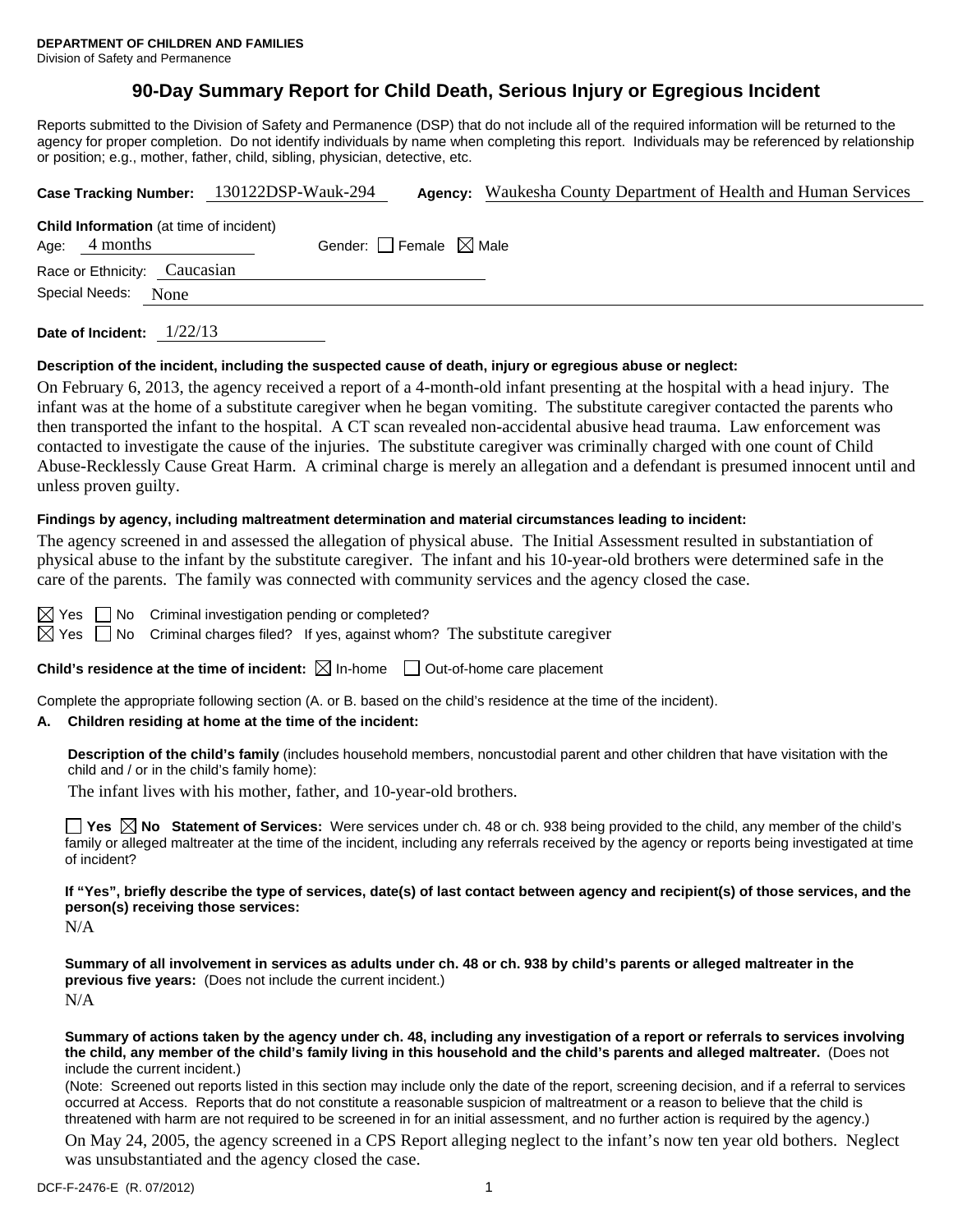**DEPARTMENT OF CHILDREN AND FAMILIES**
Division of Safety and Permanence

# 90-Day Summary Report for Child Death, Serious Injury or Egregious Incident

Reports submitted to the Division of Safety and Permanence (DSP) that do not include all of the required information will be returned to the agency for proper completion. Do not identify individuals by name when completing this report. Individuals may be referenced by relationship or position; e.g., mother, father, child, sibling, physician, detective, etc.

**Case Tracking Number:** 130122DSP-Wauk-294 **Agency:** Waukesha County Department of Health and Human Services

**Child Information** (at time of incident)
Age: 4 months Gender: ☐ Female ☒ Male
Race or Ethnicity: Caucasian
Special Needs: None

**Date of Incident:** 1/22/13

**Description of the incident, including the suspected cause of death, injury or egregious abuse or neglect:**

On February 6, 2013, the agency received a report of a 4-month-old infant presenting at the hospital with a head injury. The infant was at the home of a substitute caregiver when he began vomiting. The substitute caregiver contacted the parents who then transported the infant to the hospital. A CT scan revealed non-accidental abusive head trauma. Law enforcement was contacted to investigate the cause of the injuries. The substitute caregiver was criminally charged with one count of Child Abuse-Recklessly Cause Great Harm. A criminal charge is merely an allegation and a defendant is presumed innocent until and unless proven guilty.

**Findings by agency, including maltreatment determination and material circumstances leading to incident:**

The agency screened in and assessed the allegation of physical abuse. The Initial Assessment resulted in substantiation of physical abuse to the infant by the substitute caregiver. The infant and his 10-year-old brothers were determined safe in the care of the parents. The family was connected with community services and the agency closed the case.

☒ Yes ☐ No Criminal investigation pending or completed?
☒ Yes ☐ No Criminal charges filed? If yes, against whom? The substitute caregiver

**Child's residence at the time of incident:** ☒ In-home ☐ Out-of-home care placement

Complete the appropriate following section (A. or B. based on the child's residence at the time of the incident).

**A. Children residing at home at the time of the incident:**

**Description of the child's family** (includes household members, noncustodial parent and other children that have visitation with the child and / or in the child's family home):

The infant lives with his mother, father, and 10-year-old brothers.

☐ **Yes** ☒ **No Statement of Services:** Were services under ch. 48 or ch. 938 being provided to the child, any member of the child's family or alleged maltreater at the time of the incident, including any referrals received by the agency or reports being investigated at time of incident?

**If "Yes", briefly describe the type of services, date(s) of last contact between agency and recipient(s) of those services, and the person(s) receiving those services:**

N/A

**Summary of all involvement in services as adults under ch. 48 or ch. 938 by child's parents or alleged maltreater in the previous five years:** (Does not include the current incident.)

N/A

**Summary of actions taken by the agency under ch. 48, including any investigation of a report or referrals to services involving the child, any member of the child's family living in this household and the child's parents and alleged maltreater.** (Does not include the current incident.)

(Note: Screened out reports listed in this section may include only the date of the report, screening decision, and if a referral to services occurred at Access. Reports that do not constitute a reasonable suspicion of maltreatment or a reason to believe that the child is threatened with harm are not required to be screened in for an initial assessment, and no further action is required by the agency.)

On May 24, 2005, the agency screened in a CPS Report alleging neglect to the infant's now ten year old bothers. Neglect was unsubstantiated and the agency closed the case.

DCF-F-2476-E (R. 07/2012)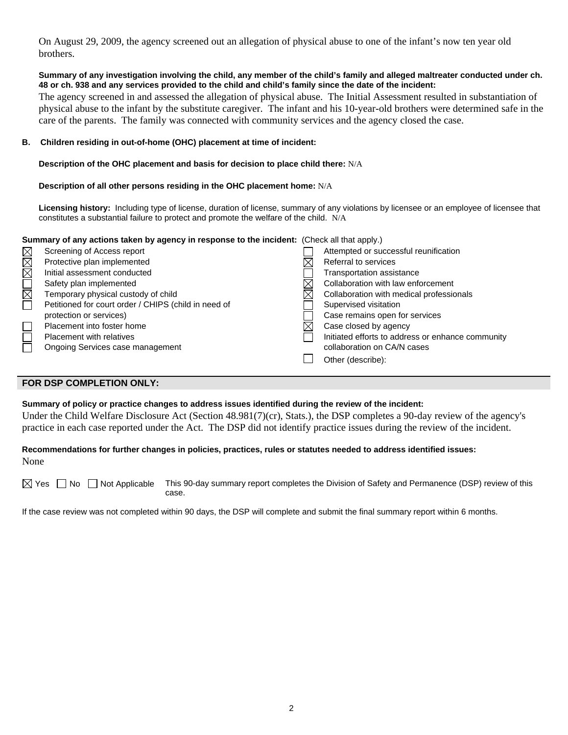On August 29, 2009, the agency screened out an allegation of physical abuse to one of the infant's now ten year old brothers.

**Summary of any investigation involving the child, any member of the child's family and alleged maltreater conducted under ch. 48 or ch. 938 and any services provided to the child and child's family since the date of the incident:**

The agency screened in and assessed the allegation of physical abuse. The Initial Assessment resulted in substantiation of physical abuse to the infant by the substitute caregiver. The infant and his 10-year-old brothers were determined safe in the care of the parents. The family was connected with community services and the agency closed the case.

**B. Children residing in out-of-home (OHC) placement at time of incident:**

**Description of the OHC placement and basis for decision to place child there:** N/A

**Description of all other persons residing in the OHC placement home:** N/A

**Licensing history:** Including type of license, duration of license, summary of any violations by licensee or an employee of licensee that constitutes a substantial failure to protect and promote the welfare of the child. N/A

**Summary of any actions taken by agency in response to the incident:** (Check all that apply.)

- ☒ Screening of Access report
- ☒ Protective plan implemented
- ☒ Initial assessment conducted
- ☐ Safety plan implemented
- ☒ Temporary physical custody of child
- ☐ Petitioned for court order / CHIPS (child in need of protection or services)
- ☐ Placement into foster home
- ☐ Placement with relatives
- ☐ Ongoing Services case management
- ☐ Attempted or successful reunification
- ☒ Referral to services
- ☐ Transportation assistance
- ☒ Collaboration with law enforcement
- ☒ Collaboration with medical professionals
- ☐ Supervised visitation
- ☐ Case remains open for services
- ☒ Case closed by agency
- ☐ Initiated efforts to address or enhance community collaboration on CA/N cases
- ☐ Other (describe):

## FOR DSP COMPLETION ONLY:

**Summary of policy or practice changes to address issues identified during the review of the incident:**

Under the Child Welfare Disclosure Act (Section 48.981(7)(cr), Stats.), the DSP completes a 90-day review of the agency's practice in each case reported under the Act. The DSP did not identify practice issues during the review of the incident.

**Recommendations for further changes in policies, practices, rules or statutes needed to address identified issues:**

None

☒ Yes ☐ No ☐ Not Applicable This 90-day summary report completes the Division of Safety and Permanence (DSP) review of this case.

If the case review was not completed within 90 days, the DSP will complete and submit the final summary report within 6 months.